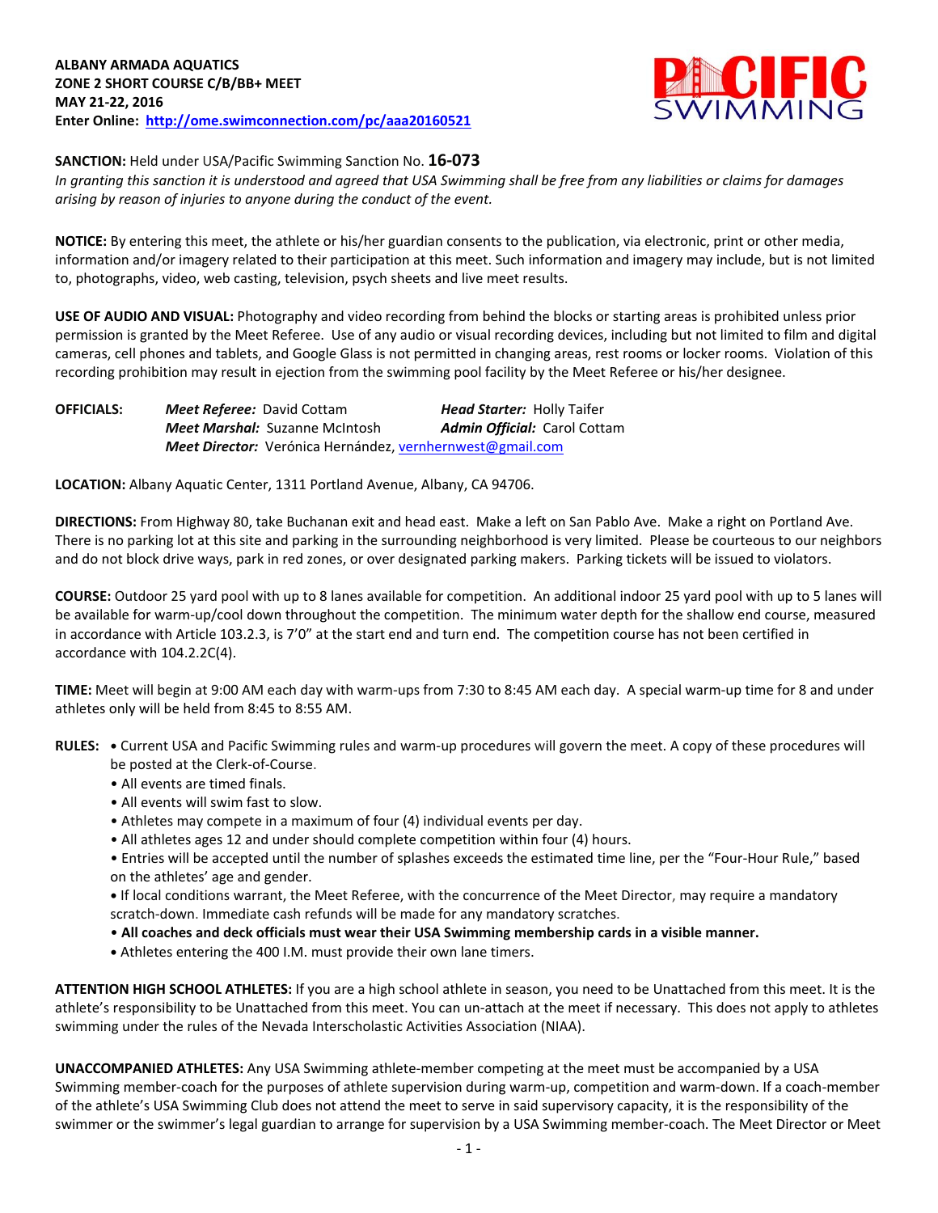**ALBANY ARMADA AQUATICS**
**ZONE 2 SHORT COURSE C/B/BB+ MEET**
**MAY 21-22, 2016**
**Enter Online: [http://ome.swimconnection.com/pc/aaa20160521](http://ome.swimconnection.com/pc/aaa20160521)**

**SANCTION:** Held under USA/Pacific Swimming Sanction No. **16-073**
*In granting this sanction it is understood and agreed that USA Swimming shall be free from any liabilities or claims for damages arising by reason of injuries to anyone during the conduct of the event.*

**NOTICE:** By entering this meet, the athlete or his/her guardian consents to the publication, via electronic, print or other media, information and/or imagery related to their participation at this meet. Such information and imagery may include, but is not limited to, photographs, video, web casting, television, psych sheets and live meet results.

**USE OF AUDIO AND VISUAL:** Photography and video recording from behind the blocks or starting areas is prohibited unless prior permission is granted by the Meet Referee. Use of any audio or visual recording devices, including but not limited to film and digital cameras, cell phones and tablets, and Google Glass is not permitted in changing areas, rest rooms or locker rooms. Violation of this recording prohibition may result in ejection from the swimming pool facility by the Meet Referee or his/her designee.

**OFFICIALS:** *Meet Referee:* David Cottam — *Head Starter:* Holly Taifer
*Meet Marshal:* Suzanne McIntosh — *Admin Official:* Carol Cottam
*Meet Director:* Verónica Hernández, vernhernwest@gmail.com

**LOCATION:** Albany Aquatic Center, 1311 Portland Avenue, Albany, CA 94706.

**DIRECTIONS:** From Highway 80, take Buchanan exit and head east. Make a left on San Pablo Ave. Make a right on Portland Ave. There is no parking lot at this site and parking in the surrounding neighborhood is very limited. Please be courteous to our neighbors and do not block drive ways, park in red zones, or over designated parking makers. Parking tickets will be issued to violators.

**COURSE:** Outdoor 25 yard pool with up to 8 lanes available for competition. An additional indoor 25 yard pool with up to 5 lanes will be available for warm-up/cool down throughout the competition. The minimum water depth for the shallow end course, measured in accordance with Article 103.2.3, is 7'0" at the start end and turn end. The competition course has not been certified in accordance with 104.2.2C(4).

**TIME:** Meet will begin at 9:00 AM each day with warm-ups from 7:30 to 8:45 AM each day. A special warm-up time for 8 and under athletes only will be held from 8:45 to 8:55 AM.

**RULES:**
- Current USA and Pacific Swimming rules and warm-up procedures will govern the meet. A copy of these procedures will be posted at the Clerk-of-Course.
- All events are timed finals.
- All events will swim fast to slow.
- Athletes may compete in a maximum of four (4) individual events per day.
- All athletes ages 12 and under should complete competition within four (4) hours.
- Entries will be accepted until the number of splashes exceeds the estimated time line, per the "Four-Hour Rule," based on the athletes' age and gender.
- If local conditions warrant, the Meet Referee, with the concurrence of the Meet Director, may require a mandatory scratch-down. Immediate cash refunds will be made for any mandatory scratches.
- **All coaches and deck officials must wear their USA Swimming membership cards in a visible manner.**
- Athletes entering the 400 I.M. must provide their own lane timers.

**ATTENTION HIGH SCHOOL ATHLETES:** If you are a high school athlete in season, you need to be Unattached from this meet. It is the athlete's responsibility to be Unattached from this meet. You can un-attach at the meet if necessary. This does not apply to athletes swimming under the rules of the Nevada Interscholastic Activities Association (NIAA).

**UNACCOMPANIED ATHLETES:** Any USA Swimming athlete-member competing at the meet must be accompanied by a USA Swimming member-coach for the purposes of athlete supervision during warm-up, competition and warm-down. If a coach-member of the athlete's USA Swimming Club does not attend the meet to serve in said supervisory capacity, it is the responsibility of the swimmer or the swimmer's legal guardian to arrange for supervision by a USA Swimming member-coach. The Meet Director or Meet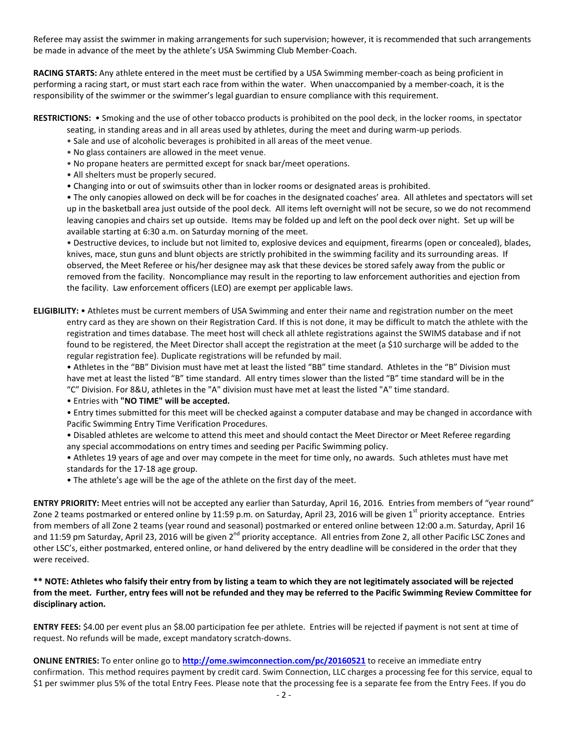Referee may assist the swimmer in making arrangements for such supervision; however, it is recommended that such arrangements be made in advance of the meet by the athlete's USA Swimming Club Member-Coach.

**RACING STARTS:** Any athlete entered in the meet must be certified by a USA Swimming member-coach as being proficient in performing a racing start, or must start each race from within the water. When unaccompanied by a member-coach, it is the responsibility of the swimmer or the swimmer's legal guardian to ensure compliance with this requirement.

**RESTRICTIONS:** • Smoking and the use of other tobacco products is prohibited on the pool deck, in the locker rooms, in spectator seating, in standing areas and in all areas used by athletes, during the meet and during warm-up periods.

- Sale and use of alcoholic beverages is prohibited in all areas of the meet venue.
- No glass containers are allowed in the meet venue.
- No propane heaters are permitted except for snack bar/meet operations.
- All shelters must be properly secured.
- Changing into or out of swimsuits other than in locker rooms or designated areas is prohibited.
- The only canopies allowed on deck will be for coaches in the designated coaches' area. All athletes and spectators will set up in the basketball area just outside of the pool deck. All items left overnight will not be secure, so we do not recommend leaving canopies and chairs set up outside. Items may be folded up and left on the pool deck over night. Set up will be available starting at 6:30 a.m. on Saturday morning of the meet.
- Destructive devices, to include but not limited to, explosive devices and equipment, firearms (open or concealed), blades, knives, mace, stun guns and blunt objects are strictly prohibited in the swimming facility and its surrounding areas. If observed, the Meet Referee or his/her designee may ask that these devices be stored safely away from the public or removed from the facility. Noncompliance may result in the reporting to law enforcement authorities and ejection from the facility. Law enforcement officers (LEO) are exempt per applicable laws.

**ELIGIBILITY:** • Athletes must be current members of USA Swimming and enter their name and registration number on the meet entry card as they are shown on their Registration Card. If this is not done, it may be difficult to match the athlete with the registration and times database. The meet host will check all athlete registrations against the SWIMS database and if not found to be registered, the Meet Director shall accept the registration at the meet (a $10 surcharge will be added to the regular registration fee). Duplicate registrations will be refunded by mail.

- Athletes in the "BB" Division must have met at least the listed "BB" time standard. Athletes in the "B" Division must have met at least the listed "B" time standard. All entry times slower than the listed "B" time standard will be in the "C" Division. For 8&U, athletes in the "A" division must have met at least the listed "A" time standard.
- Entries with **"NO TIME" will be accepted.**
- Entry times submitted for this meet will be checked against a computer database and may be changed in accordance with Pacific Swimming Entry Time Verification Procedures.
- Disabled athletes are welcome to attend this meet and should contact the Meet Director or Meet Referee regarding any special accommodations on entry times and seeding per Pacific Swimming policy.
- Athletes 19 years of age and over may compete in the meet for time only, no awards. Such athletes must have met standards for the 17-18 age group.
- The athlete's age will be the age of the athlete on the first day of the meet.

**ENTRY PRIORITY:** Meet entries will not be accepted any earlier than Saturday, April 16, 2016*.* Entries from members of "year round" Zone 2 teams postmarked or entered online by 11:59 p.m. on Saturday, April 23, 2016 will be given 1st priority acceptance. Entries from members of all Zone 2 teams (year round and seasonal) postmarked or entered online between 12:00 a.m. Saturday, April 16 and 11:59 pm Saturday, April 23, 2016 will be given 2nd priority acceptance. All entries from Zone 2, all other Pacific LSC Zones and other LSC's, either postmarked, entered online, or hand delivered by the entry deadline will be considered in the order that they were received.

**\*\* NOTE: Athletes who falsify their entry from by listing a team to which they are not legitimately associated will be rejected from the meet. Further, entry fees will not be refunded and they may be referred to the Pacific Swimming Review Committee for disciplinary action.**

**ENTRY FEES:** $4.00 per event plus an $8.00 participation fee per athlete. Entries will be rejected if payment is not sent at time of request. No refunds will be made, except mandatory scratch-downs.

**ONLINE ENTRIES:** To enter online go to **http://ome.swimconnection.com/pc/20160521** to receive an immediate entry confirmation. This method requires payment by credit card. Swim Connection, LLC charges a processing fee for this service, equal to $1 per swimmer plus 5% of the total Entry Fees. Please note that the processing fee is a separate fee from the Entry Fees. If you do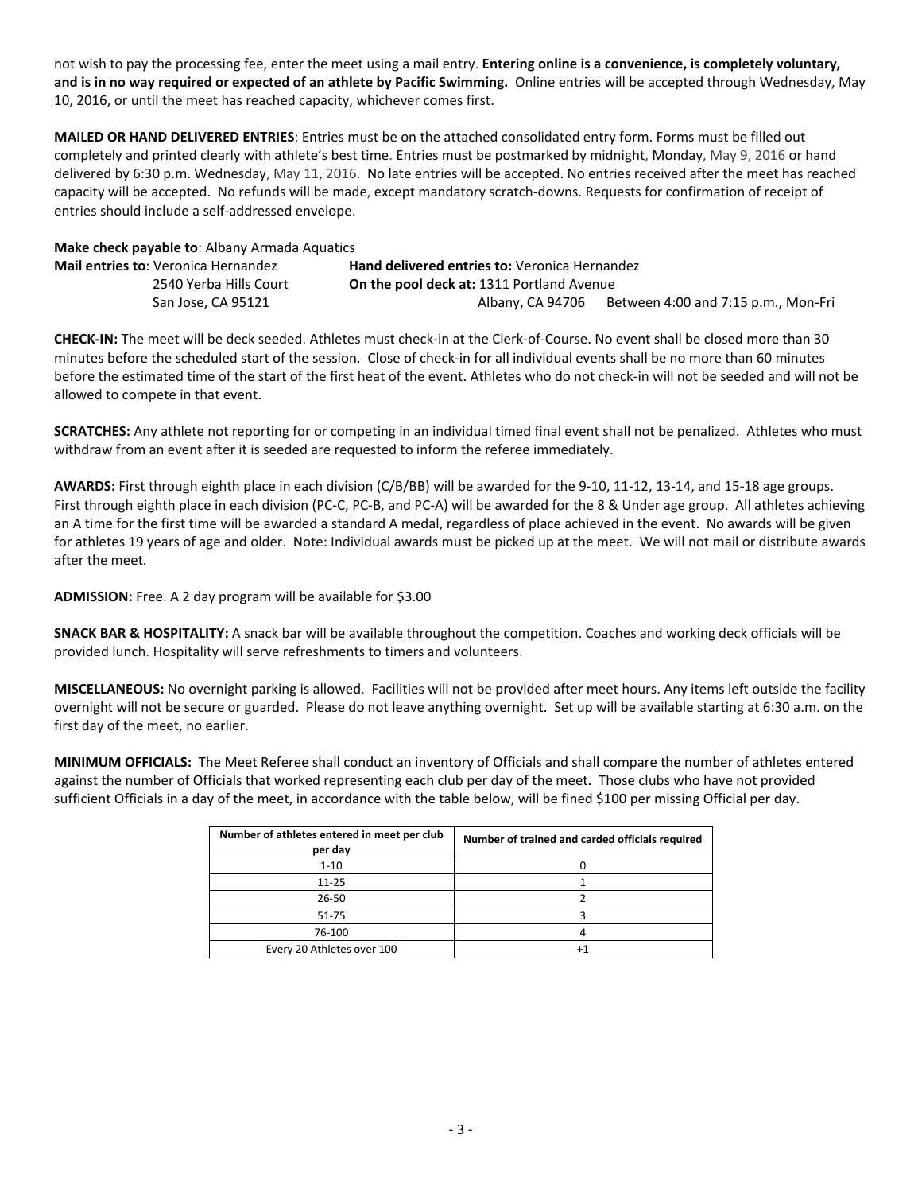not wish to pay the processing fee, enter the meet using a mail entry. **Entering online is a convenience, is completely voluntary, and is in no way required or expected of an athlete by Pacific Swimming.** Online entries will be accepted through Wednesday, May 10, 2016, or until the meet has reached capacity, whichever comes first.

**MAILED OR HAND DELIVERED ENTRIES**: Entries must be on the attached consolidated entry form. Forms must be filled out completely and printed clearly with athlete's best time. Entries must be postmarked by midnight, Monday, May 9, 2016 or hand delivered by 6:30 p.m. Wednesday, May 11, 2016. No late entries will be accepted. No entries received after the meet has reached capacity will be accepted. No refunds will be made, except mandatory scratch-downs. Requests for confirmation of receipt of entries should include a self-addressed envelope.

**Make check payable to**: Albany Armada Aquatics

**Mail entries to**: Veronica Hernandez
2540 Yerba Hills Court
San Jose, CA 95121

**Hand delivered entries to:** Veronica Hernandez
**On the pool deck at:** 1311 Portland Avenue
Albany, CA 94706 Between 4:00 and 7:15 p.m., Mon-Fri

**CHECK-IN:** The meet will be deck seeded. Athletes must check-in at the Clerk-of-Course. No event shall be closed more than 30 minutes before the scheduled start of the session. Close of check-in for all individual events shall be no more than 60 minutes before the estimated time of the start of the first heat of the event. Athletes who do not check-in will not be seeded and will not be allowed to compete in that event.

**SCRATCHES:** Any athlete not reporting for or competing in an individual timed final event shall not be penalized. Athletes who must withdraw from an event after it is seeded are requested to inform the referee immediately.

**AWARDS:** First through eighth place in each division (C/B/BB) will be awarded for the 9-10, 11-12, 13-14, and 15-18 age groups. First through eighth place in each division (PC-C, PC-B, and PC-A) will be awarded for the 8 & Under age group. All athletes achieving an A time for the first time will be awarded a standard A medal, regardless of place achieved in the event. No awards will be given for athletes 19 years of age and older. Note: Individual awards must be picked up at the meet. We will not mail or distribute awards after the meet.

**ADMISSION:** Free. A 2 day program will be available for $3.00

**SNACK BAR & HOSPITALITY:** A snack bar will be available throughout the competition. Coaches and working deck officials will be provided lunch. Hospitality will serve refreshments to timers and volunteers.

**MISCELLANEOUS:** No overnight parking is allowed. Facilities will not be provided after meet hours. Any items left outside the facility overnight will not be secure or guarded. Please do not leave anything overnight. Set up will be available starting at 6:30 a.m. on the first day of the meet, no earlier.

**MINIMUM OFFICIALS:** The Meet Referee shall conduct an inventory of Officials and shall compare the number of athletes entered against the number of Officials that worked representing each club per day of the meet. Those clubs who have not provided sufficient Officials in a day of the meet, in accordance with the table below, will be fined $100 per missing Official per day.

| Number of athletes entered in meet per club per day | Number of trained and carded officials required |
|---|---|
| 1-10 | 0 |
| 11-25 | 1 |
| 26-50 | 2 |
| 51-75 | 3 |
| 76-100 | 4 |
| Every 20 Athletes over 100 | +1 |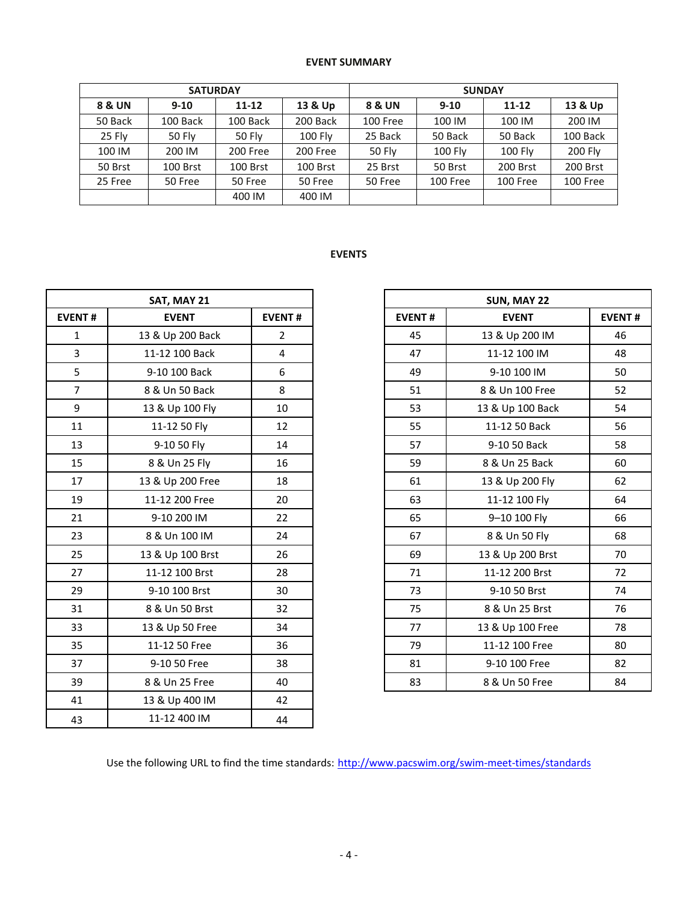**EVENT SUMMARY**

| SATURDAY | | | | SUNDAY | | | |
|---|---|---|---|---|---|---|---|
| **8 & UN** | **9-10** | **11-12** | **13 & Up** | **8 & UN** | **9-10** | **11-12** | **13 & Up** |
| 50 Back | 100 Back | 100 Back | 200 Back | 100 Free | 100 IM | 100 IM | 200 IM |
| 25 Fly | 50 Fly | 50 Fly | 100 Fly | 25 Back | 50 Back | 50 Back | 100 Back |
| 100 IM | 200 IM | 200 Free | 200 Free | 50 Fly | 100 Fly | 100 Fly | 200 Fly |
| 50 Brst | 100 Brst | 100 Brst | 100 Brst | 25 Brst | 50 Brst | 200 Brst | 200 Brst |
| 25 Free | 50 Free | 50 Free | 50 Free | 50 Free | 100 Free | 100 Free | 100 Free |
| | | 400 IM | 400 IM | | | | |

**EVENTS**

| SAT, MAY 21 | | |
|---|---|---|
| **EVENT #** | **EVENT** | **EVENT #** |
| 1 | 13 & Up 200 Back | 2 |
| 3 | 11-12 100 Back | 4 |
| 5 | 9-10 100 Back | 6 |
| 7 | 8 & Un 50 Back | 8 |
| 9 | 13 & Up 100 Fly | 10 |
| 11 | 11-12 50 Fly | 12 |
| 13 | 9-10 50 Fly | 14 |
| 15 | 8 & Un 25 Fly | 16 |
| 17 | 13 & Up 200 Free | 18 |
| 19 | 11-12 200 Free | 20 |
| 21 | 9-10 200 IM | 22 |
| 23 | 8 & Un 100 IM | 24 |
| 25 | 13 & Up 100 Brst | 26 |
| 27 | 11-12 100 Brst | 28 |
| 29 | 9-10 100 Brst | 30 |
| 31 | 8 & Un 50 Brst | 32 |
| 33 | 13 & Up 50 Free | 34 |
| 35 | 11-12 50 Free | 36 |
| 37 | 9-10 50 Free | 38 |
| 39 | 8 & Un 25 Free | 40 |
| 41 | 13 & Up 400 IM | 42 |
| 43 | 11-12 400 IM | 44 |

| SUN, MAY 22 | | |
|---|---|---|
| **EVENT #** | **EVENT** | **EVENT #** |
| 45 | 13 & Up 200 IM | 46 |
| 47 | 11-12 100 IM | 48 |
| 49 | 9-10 100 IM | 50 |
| 51 | 8 & Un 100 Free | 52 |
| 53 | 13 & Up 100 Back | 54 |
| 55 | 11-12 50 Back | 56 |
| 57 | 9-10 50 Back | 58 |
| 59 | 8 & Un 25 Back | 60 |
| 61 | 13 & Up 200 Fly | 62 |
| 63 | 11-12 100 Fly | 64 |
| 65 | 9–10 100 Fly | 66 |
| 67 | 8 & Un 50 Fly | 68 |
| 69 | 13 & Up 200 Brst | 70 |
| 71 | 11-12 200 Brst | 72 |
| 73 | 9-10 50 Brst | 74 |
| 75 | 8 & Un 25 Brst | 76 |
| 77 | 13 & Up 100 Free | 78 |
| 79 | 11-12 100 Free | 80 |
| 81 | 9-10 100 Free | 82 |
| 83 | 8 & Un 50 Free | 84 |

Use the following URL to find the time standards: http://www.pacswim.org/swim-meet-times/standards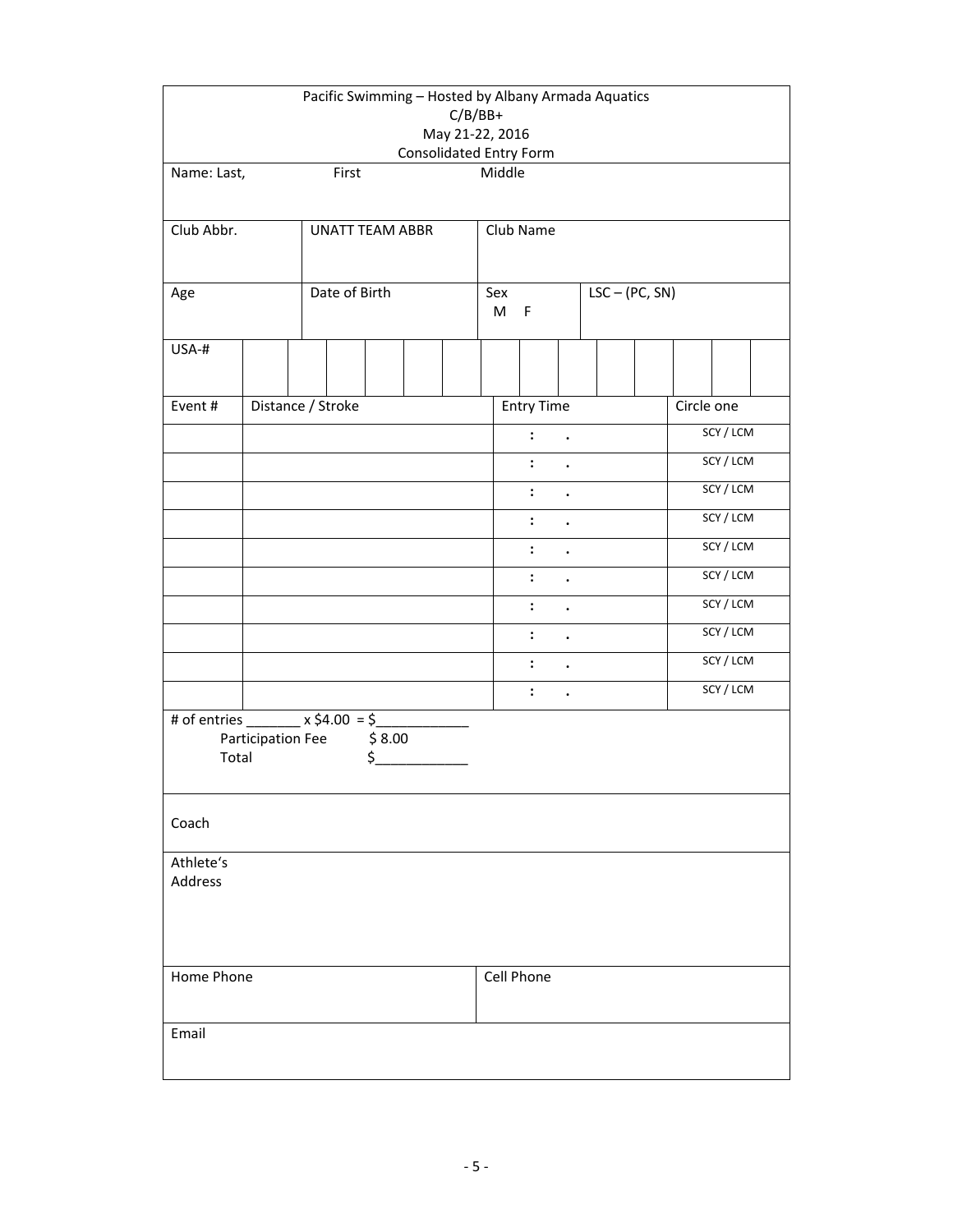Pacific Swimming – Hosted by Albany Armada Aquatics
C/B/BB+
May 21-22, 2016
Consolidated Entry Form

| | | | |
|---|---|---|---|
| Name: Last, | First | Middle | |
| Club Abbr. | UNATT TEAM ABBR | Club Name | |
| Age | Date of Birth | Sex M F | LSC – (PC, SN) |

| USA-# | | | | | | | | | | | | | | |
|---|---|---|---|---|---|---|---|---|---|---|---|---|---|---|

| Event # | Distance / Stroke | Entry Time | Circle one |
|---|---|---|---|
| | | : . | SCY / LCM |
| | | : . | SCY / LCM |
| | | : . | SCY / LCM |
| | | : . | SCY / LCM |
| | | : . | SCY / LCM |
| | | : . | SCY / LCM |
| | | : . | SCY / LCM |
| | | : . | SCY / LCM |
| | | : . | SCY / LCM |
| | | : . | SCY / LCM |

# of entries _______ x $4.00 = $___________
Participation Fee $ 8.00
Total $___________

Coach

Athlete's Address

| | |
|---|---|
| Home Phone | Cell Phone |

Email